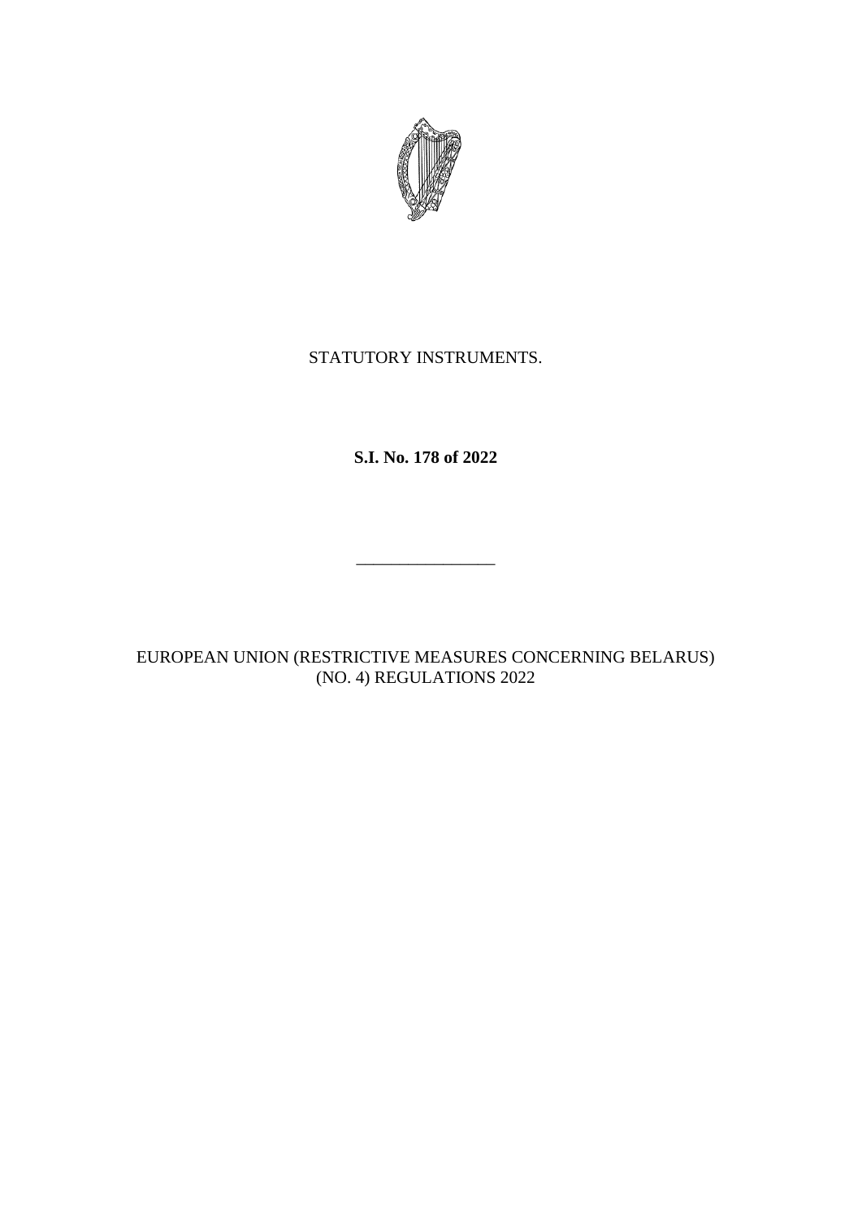STATUTORY INSTRUMENTS.

**S.I. No. 178 of 2022**

---

EUROPEAN UNION (RESTRICTIVE MEASURES CONCERNING BELARUS) (NO. 4) REGULATIONS 2022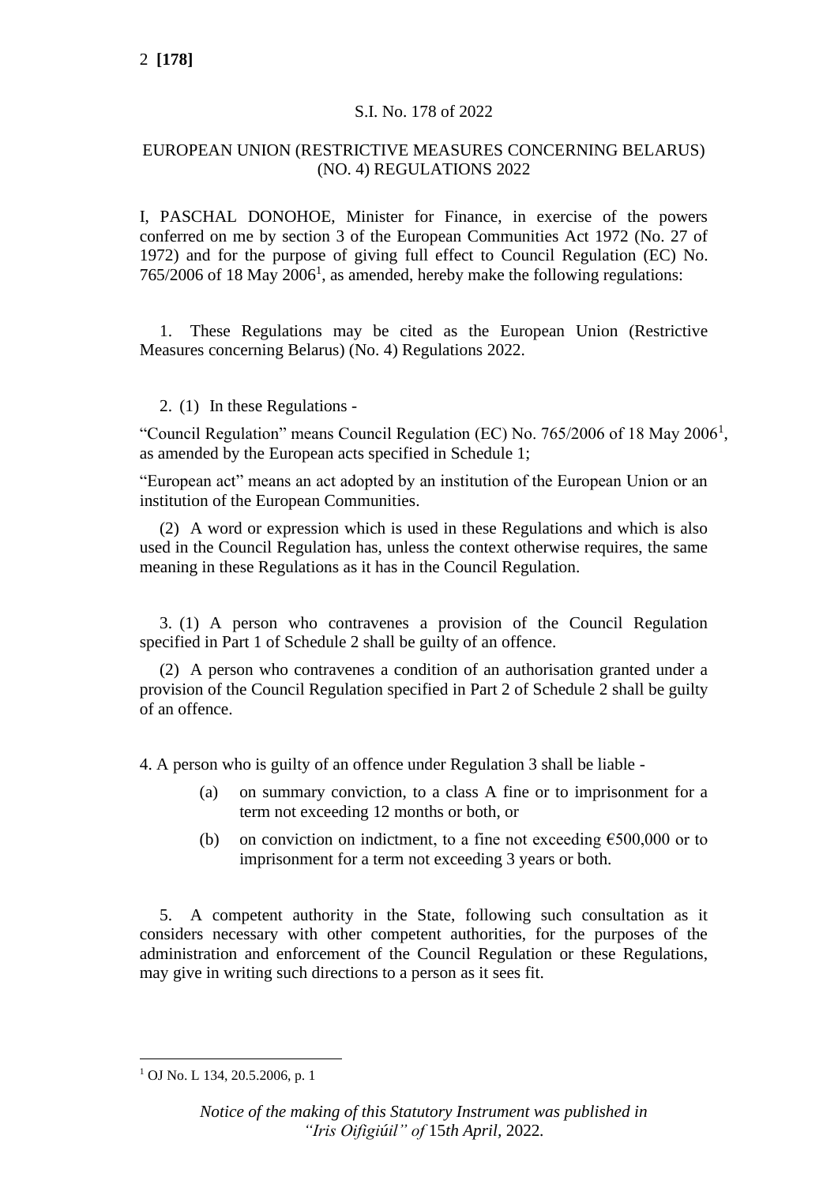S.I. No. 178 of 2022

EUROPEAN UNION (RESTRICTIVE MEASURES CONCERNING BELARUS) (NO. 4) REGULATIONS 2022

I, PASCHAL DONOHOE, Minister for Finance, in exercise of the powers conferred on me by section 3 of the European Communities Act 1972 (No. 27 of 1972) and for the purpose of giving full effect to Council Regulation (EC) No. 765/2006 of 18 May 2006[1], as amended, hereby make the following regulations:

1. These Regulations may be cited as the European Union (Restrictive Measures concerning Belarus) (No. 4) Regulations 2022.

2. (1) In these Regulations -

"Council Regulation" means Council Regulation (EC) No. 765/2006 of 18 May 2006[1], as amended by the European acts specified in Schedule 1;

"European act" means an act adopted by an institution of the European Union or an institution of the European Communities.

(2) A word or expression which is used in these Regulations and which is also used in the Council Regulation has, unless the context otherwise requires, the same meaning in these Regulations as it has in the Council Regulation.

3. (1) A person who contravenes a provision of the Council Regulation specified in Part 1 of Schedule 2 shall be guilty of an offence.

(2) A person who contravenes a condition of an authorisation granted under a provision of the Council Regulation specified in Part 2 of Schedule 2 shall be guilty of an offence.

4. A person who is guilty of an offence under Regulation 3 shall be liable -

(a) on summary conviction, to a class A fine or to imprisonment for a term not exceeding 12 months or both, or

(b) on conviction on indictment, to a fine not exceeding €500,000 or to imprisonment for a term not exceeding 3 years or both.

5. A competent authority in the State, following such consultation as it considers necessary with other competent authorities, for the purposes of the administration and enforcement of the Council Regulation or these Regulations, may give in writing such directions to a person as it sees fit.

[1] OJ No. L 134, 20.5.2006, p. 1

*Notice of the making of this Statutory Instrument was published in "Iris Oifigiúil" of* 15*th April,* 2022.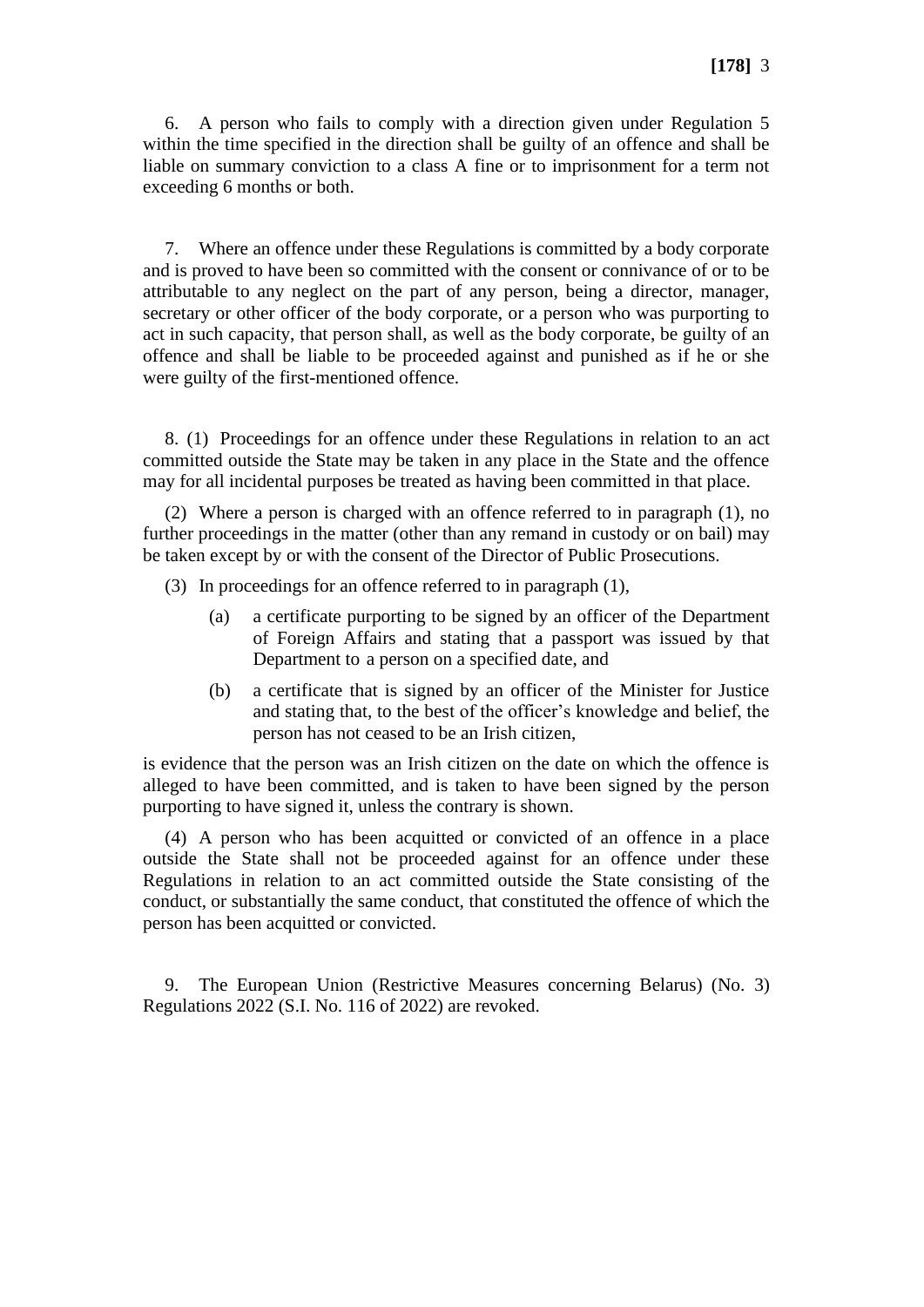6. A person who fails to comply with a direction given under Regulation 5 within the time specified in the direction shall be guilty of an offence and shall be liable on summary conviction to a class A fine or to imprisonment for a term not exceeding 6 months or both.

7. Where an offence under these Regulations is committed by a body corporate and is proved to have been so committed with the consent or connivance of or to be attributable to any neglect on the part of any person, being a director, manager, secretary or other officer of the body corporate, or a person who was purporting to act in such capacity, that person shall, as well as the body corporate, be guilty of an offence and shall be liable to be proceeded against and punished as if he or she were guilty of the first-mentioned offence.

8. (1) Proceedings for an offence under these Regulations in relation to an act committed outside the State may be taken in any place in the State and the offence may for all incidental purposes be treated as having been committed in that place.

(2) Where a person is charged with an offence referred to in paragraph (1), no further proceedings in the matter (other than any remand in custody or on bail) may be taken except by or with the consent of the Director of Public Prosecutions.

(3) In proceedings for an offence referred to in paragraph (1),

(a) a certificate purporting to be signed by an officer of the Department of Foreign Affairs and stating that a passport was issued by that Department to a person on a specified date, and

(b) a certificate that is signed by an officer of the Minister for Justice and stating that, to the best of the officer's knowledge and belief, the person has not ceased to be an Irish citizen,

is evidence that the person was an Irish citizen on the date on which the offence is alleged to have been committed, and is taken to have been signed by the person purporting to have signed it, unless the contrary is shown.

(4) A person who has been acquitted or convicted of an offence in a place outside the State shall not be proceeded against for an offence under these Regulations in relation to an act committed outside the State consisting of the conduct, or substantially the same conduct, that constituted the offence of which the person has been acquitted or convicted.

9. The European Union (Restrictive Measures concerning Belarus) (No. 3) Regulations 2022 (S.I. No. 116 of 2022) are revoked.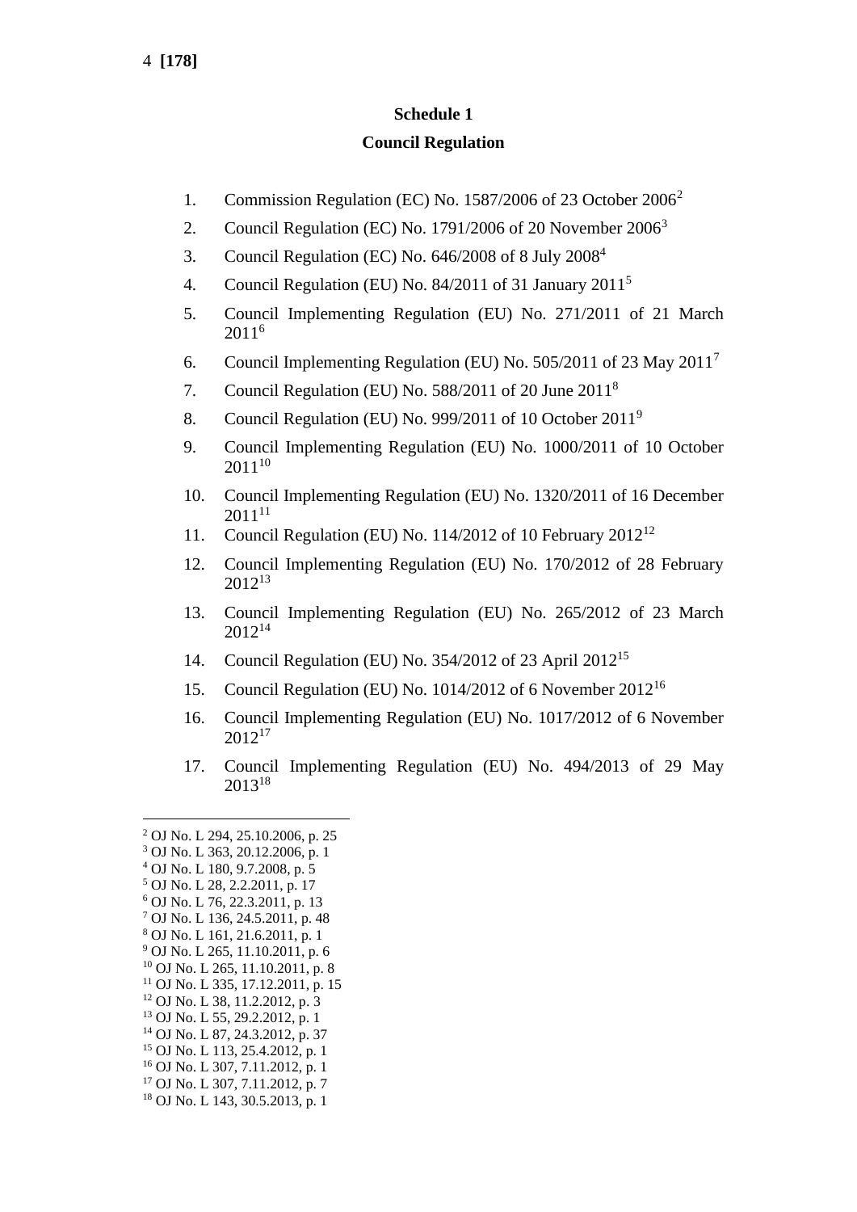## Schedule 1

## Council Regulation

1. Commission Regulation (EC) No. 1587/2006 of 23 October 2006[2]
2. Council Regulation (EC) No. 1791/2006 of 20 November 2006[3]
3. Council Regulation (EC) No. 646/2008 of 8 July 2008[4]
4. Council Regulation (EU) No. 84/2011 of 31 January 2011[5]
5. Council Implementing Regulation (EU) No. 271/2011 of 21 March 2011[6]
6. Council Implementing Regulation (EU) No. 505/2011 of 23 May 2011[7]
7. Council Regulation (EU) No. 588/2011 of 20 June 2011[8]
8. Council Regulation (EU) No. 999/2011 of 10 October 2011[9]
9. Council Implementing Regulation (EU) No. 1000/2011 of 10 October 2011[10]
10. Council Implementing Regulation (EU) No. 1320/2011 of 16 December 2011[11]
11. Council Regulation (EU) No. 114/2012 of 10 February 2012[12]
12. Council Implementing Regulation (EU) No. 170/2012 of 28 February 2012[13]
13. Council Implementing Regulation (EU) No. 265/2012 of 23 March 2012[14]
14. Council Regulation (EU) No. 354/2012 of 23 April 2012[15]
15. Council Regulation (EU) No. 1014/2012 of 6 November 2012[16]
16. Council Implementing Regulation (EU) No. 1017/2012 of 6 November 2012[17]
17. Council Implementing Regulation (EU) No. 494/2013 of 29 May 2013[18]

---

[2] OJ No. L 294, 25.10.2006, p. 25
[3] OJ No. L 363, 20.12.2006, p. 1
[4] OJ No. L 180, 9.7.2008, p. 5
[5] OJ No. L 28, 2.2.2011, p. 17
[6] OJ No. L 76, 22.3.2011, p. 13
[7] OJ No. L 136, 24.5.2011, p. 48
[8] OJ No. L 161, 21.6.2011, p. 1
[9] OJ No. L 265, 11.10.2011, p. 6
[10] OJ No. L 265, 11.10.2011, p. 8
[11] OJ No. L 335, 17.12.2011, p. 15
[12] OJ No. L 38, 11.2.2012, p. 3
[13] OJ No. L 55, 29.2.2012, p. 1
[14] OJ No. L 87, 24.3.2012, p. 37
[15] OJ No. L 113, 25.4.2012, p. 1
[16] OJ No. L 307, 7.11.2012, p. 1
[17] OJ No. L 307, 7.11.2012, p. 7
[18] OJ No. L 143, 30.5.2013, p. 1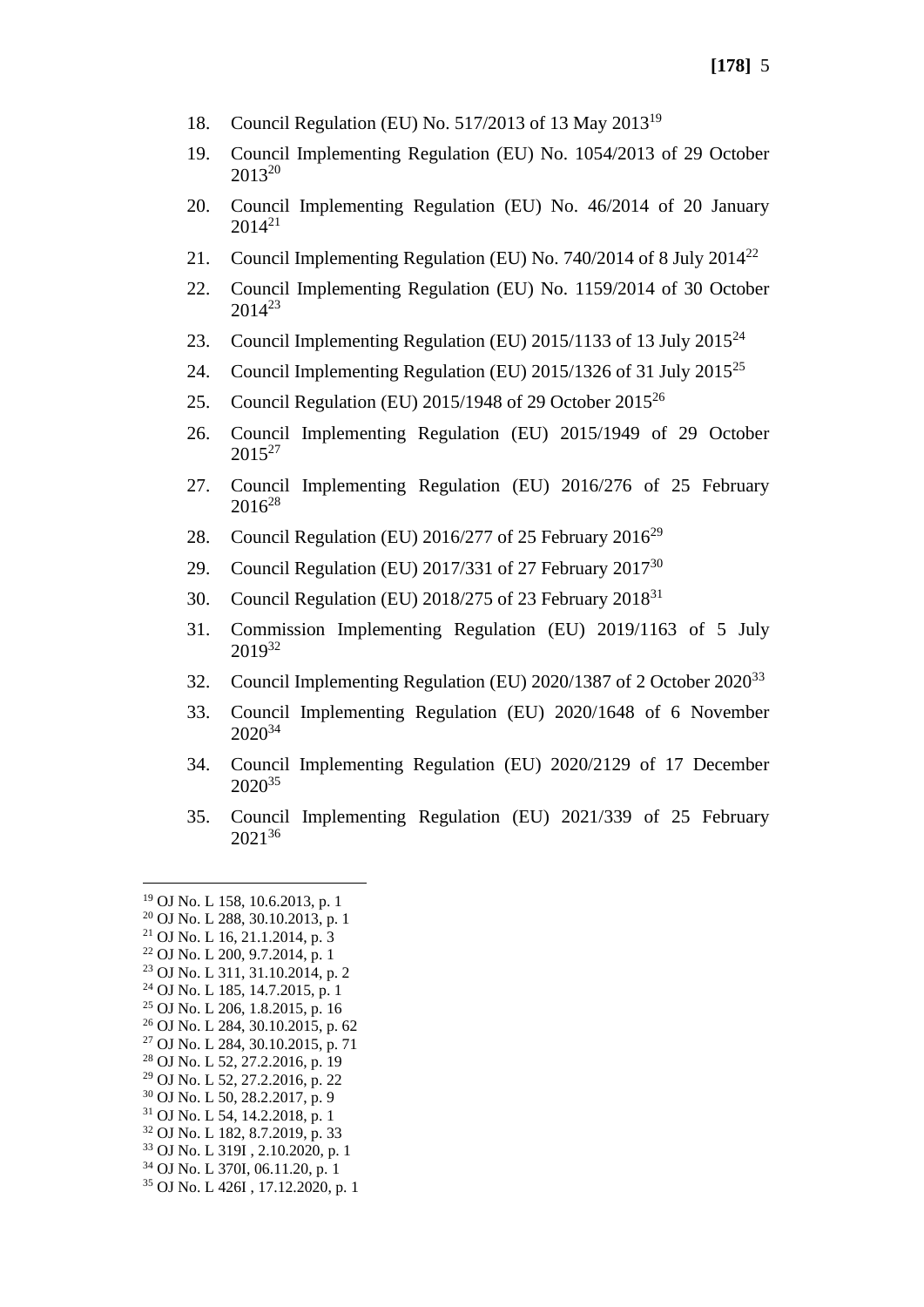18. Council Regulation (EU) No. 517/2013 of 13 May 2013[19]

19. Council Implementing Regulation (EU) No. 1054/2013 of 29 October 2013[20]

20. Council Implementing Regulation (EU) No. 46/2014 of 20 January 2014[21]

21. Council Implementing Regulation (EU) No. 740/2014 of 8 July 2014[22]

22. Council Implementing Regulation (EU) No. 1159/2014 of 30 October 2014[23]

23. Council Implementing Regulation (EU) 2015/1133 of 13 July 2015[24]

24. Council Implementing Regulation (EU) 2015/1326 of 31 July 2015[25]

25. Council Regulation (EU) 2015/1948 of 29 October 2015[26]

26. Council Implementing Regulation (EU) 2015/1949 of 29 October 2015[27]

27. Council Implementing Regulation (EU) 2016/276 of 25 February 2016[28]

28. Council Regulation (EU) 2016/277 of 25 February 2016[29]

29. Council Regulation (EU) 2017/331 of 27 February 2017[30]

30. Council Regulation (EU) 2018/275 of 23 February 2018[31]

31. Commission Implementing Regulation (EU) 2019/1163 of 5 July 2019[32]

32. Council Implementing Regulation (EU) 2020/1387 of 2 October 2020[33]

33. Council Implementing Regulation (EU) 2020/1648 of 6 November 2020[34]

34. Council Implementing Regulation (EU) 2020/2129 of 17 December 2020[35]

35. Council Implementing Regulation (EU) 2021/339 of 25 February 2021[36]

---

[19] OJ No. L 158, 10.6.2013, p. 1
[20] OJ No. L 288, 30.10.2013, p. 1
[21] OJ No. L 16, 21.1.2014, p. 3
[22] OJ No. L 200, 9.7.2014, p. 1
[23] OJ No. L 311, 31.10.2014, p. 2
[24] OJ No. L 185, 14.7.2015, p. 1
[25] OJ No. L 206, 1.8.2015, p. 16
[26] OJ No. L 284, 30.10.2015, p. 62
[27] OJ No. L 284, 30.10.2015, p. 71
[28] OJ No. L 52, 27.2.2016, p. 19
[29] OJ No. L 52, 27.2.2016, p. 22
[30] OJ No. L 50, 28.2.2017, p. 9
[31] OJ No. L 54, 14.2.2018, p. 1
[32] OJ No. L 182, 8.7.2019, p. 33
[33] OJ No. L 319I , 2.10.2020, p. 1
[34] OJ No. L 370I, 06.11.20, p. 1
[35] OJ No. L 426I , 17.12.2020, p. 1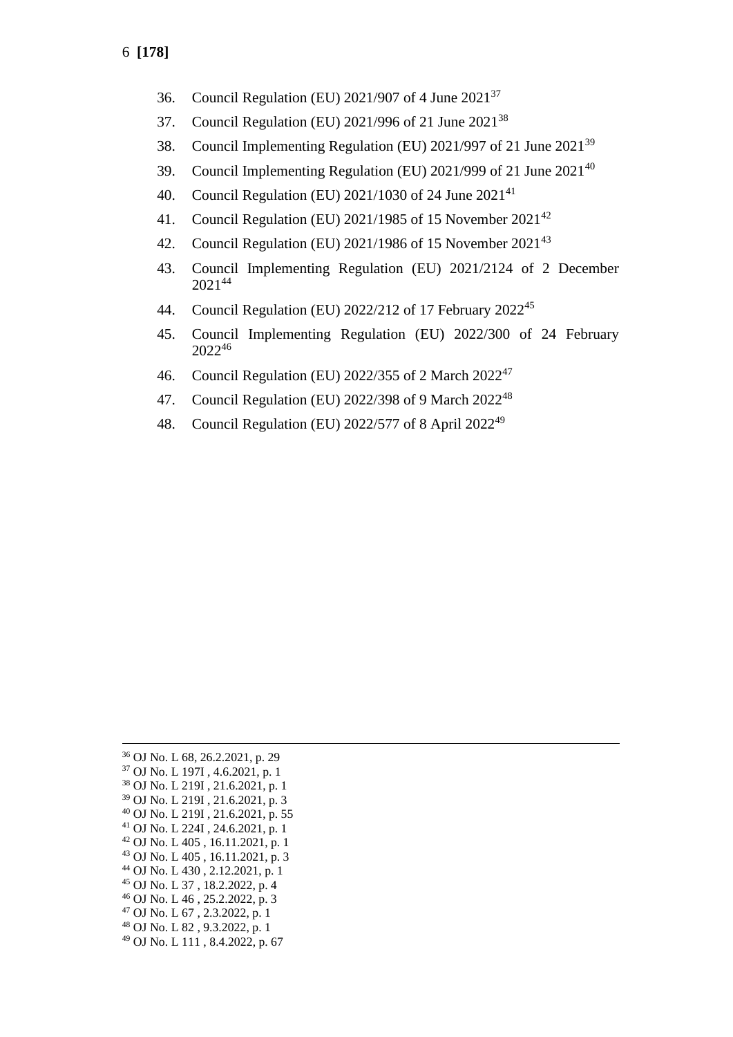36. Council Regulation (EU) 2021/907 of 4 June 2021[37]
37. Council Regulation (EU) 2021/996 of 21 June 2021[38]
38. Council Implementing Regulation (EU) 2021/997 of 21 June 2021[39]
39. Council Implementing Regulation (EU) 2021/999 of 21 June 2021[40]
40. Council Regulation (EU) 2021/1030 of 24 June 2021[41]
41. Council Regulation (EU) 2021/1985 of 15 November 2021[42]
42. Council Regulation (EU) 2021/1986 of 15 November 2021[43]
43. Council Implementing Regulation (EU) 2021/2124 of 2 December 2021[44]
44. Council Regulation (EU) 2022/212 of 17 February 2022[45]
45. Council Implementing Regulation (EU) 2022/300 of 24 February 2022[46]
46. Council Regulation (EU) 2022/355 of 2 March 2022[47]
47. Council Regulation (EU) 2022/398 of 9 March 2022[48]
48. Council Regulation (EU) 2022/577 of 8 April 2022[49]

---

[36] OJ No. L 68, 26.2.2021, p. 29
[37] OJ No. L 197I , 4.6.2021, p. 1
[38] OJ No. L 219I , 21.6.2021, p. 1
[39] OJ No. L 219I , 21.6.2021, p. 3
[40] OJ No. L 219I , 21.6.2021, p. 55
[41] OJ No. L 224I , 24.6.2021, p. 1
[42] OJ No. L 405 , 16.11.2021, p. 1
[43] OJ No. L 405 , 16.11.2021, p. 3
[44] OJ No. L 430 , 2.12.2021, p. 1
[45] OJ No. L 37 , 18.2.2022, p. 4
[46] OJ No. L 46 , 25.2.2022, p. 3
[47] OJ No. L 67 , 2.3.2022, p. 1
[48] OJ No. L 82 , 9.3.2022, p. 1
[49] OJ No. L 111 , 8.4.2022, p. 67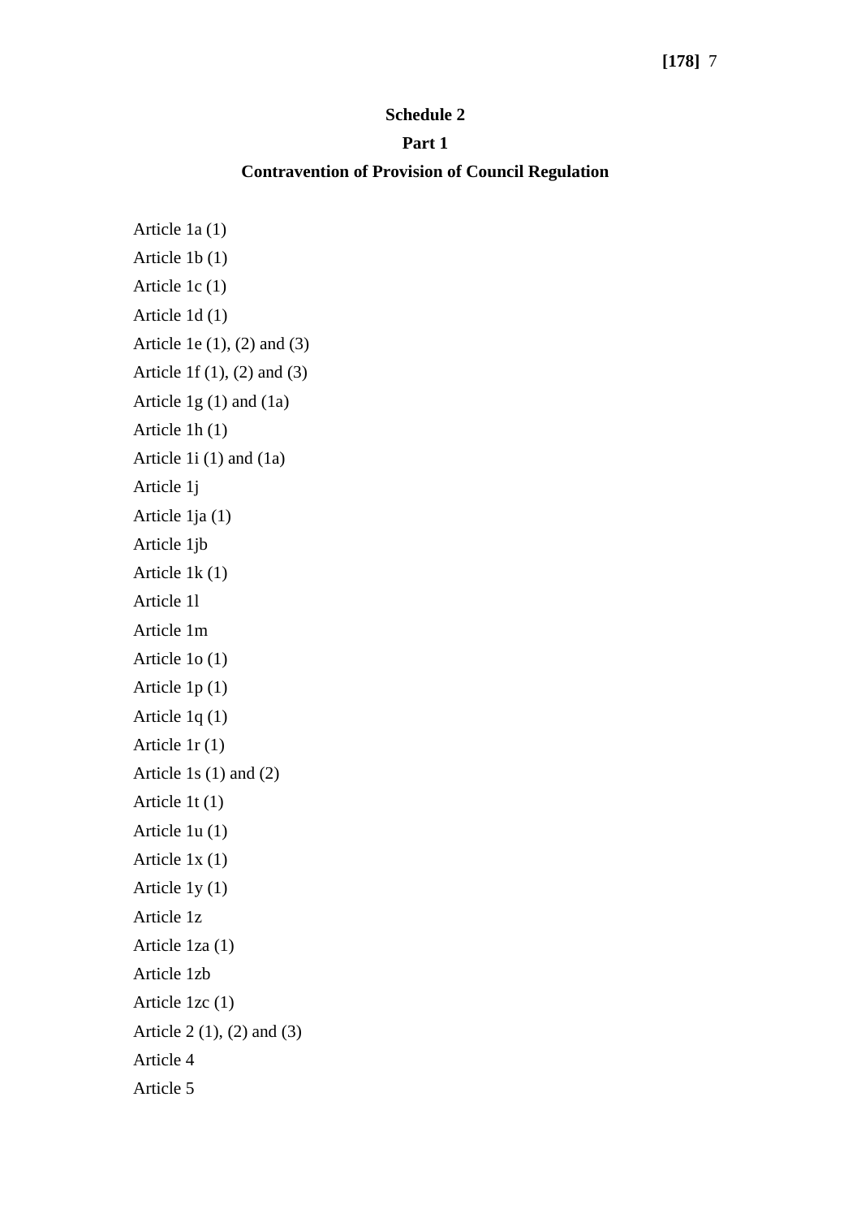**Schedule 2**

**Part 1**

**Contravention of Provision of Council Regulation**

Article 1a (1)

Article 1b (1)

Article 1c (1)

Article 1d (1)

Article 1e (1), (2) and (3)

Article 1f (1), (2) and (3)

Article 1g (1) and (1a)

Article 1h (1)

Article 1i (1) and (1a)

Article 1j

Article 1ja (1)

Article 1jb

Article 1k (1)

Article 1l

Article 1m

Article 1o (1)

Article 1p (1)

Article 1q (1)

Article 1r (1)

Article 1s (1) and (2)

Article 1t (1)

Article 1u (1)

Article 1x (1)

Article 1y (1)

Article 1z

Article 1za (1)

Article 1zb

Article 1zc (1)

Article 2 (1), (2) and (3)

Article 4

Article 5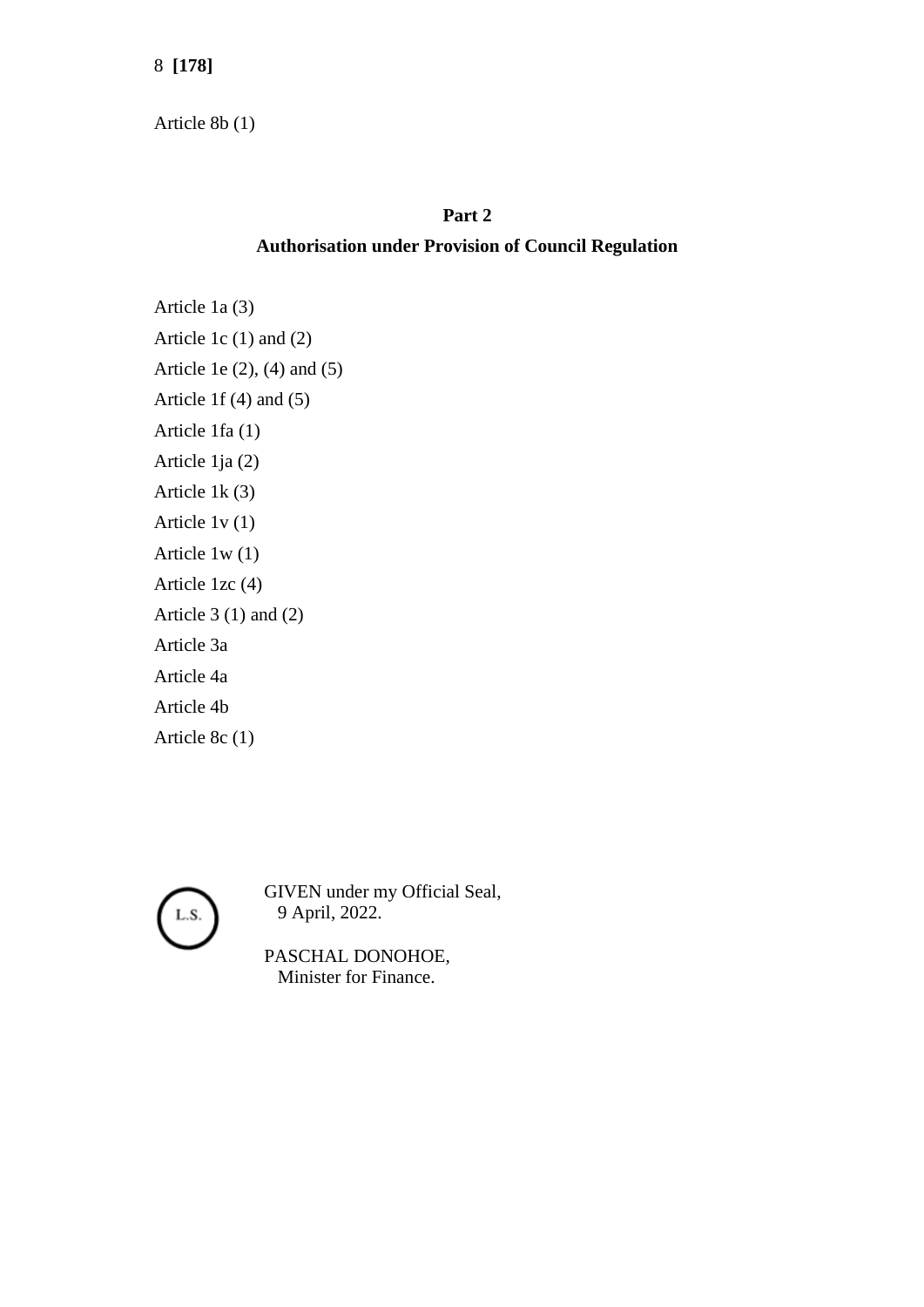Article 8b (1)

## Part 2

## Authorisation under Provision of Council Regulation

Article 1a (3)

Article 1c (1) and (2)

Article 1e (2), (4) and (5)

Article 1f (4) and (5)

Article 1fa (1)

Article 1ja (2)

Article 1k (3)

Article 1v (1)

Article 1w (1)

Article 1zc (4)

Article 3 (1) and (2)

Article 3a

Article 4a

Article 4b

Article 8c (1)

L.S.

GIVEN under my Official Seal,
9 April, 2022.

PASCHAL DONOHOE,
Minister for Finance.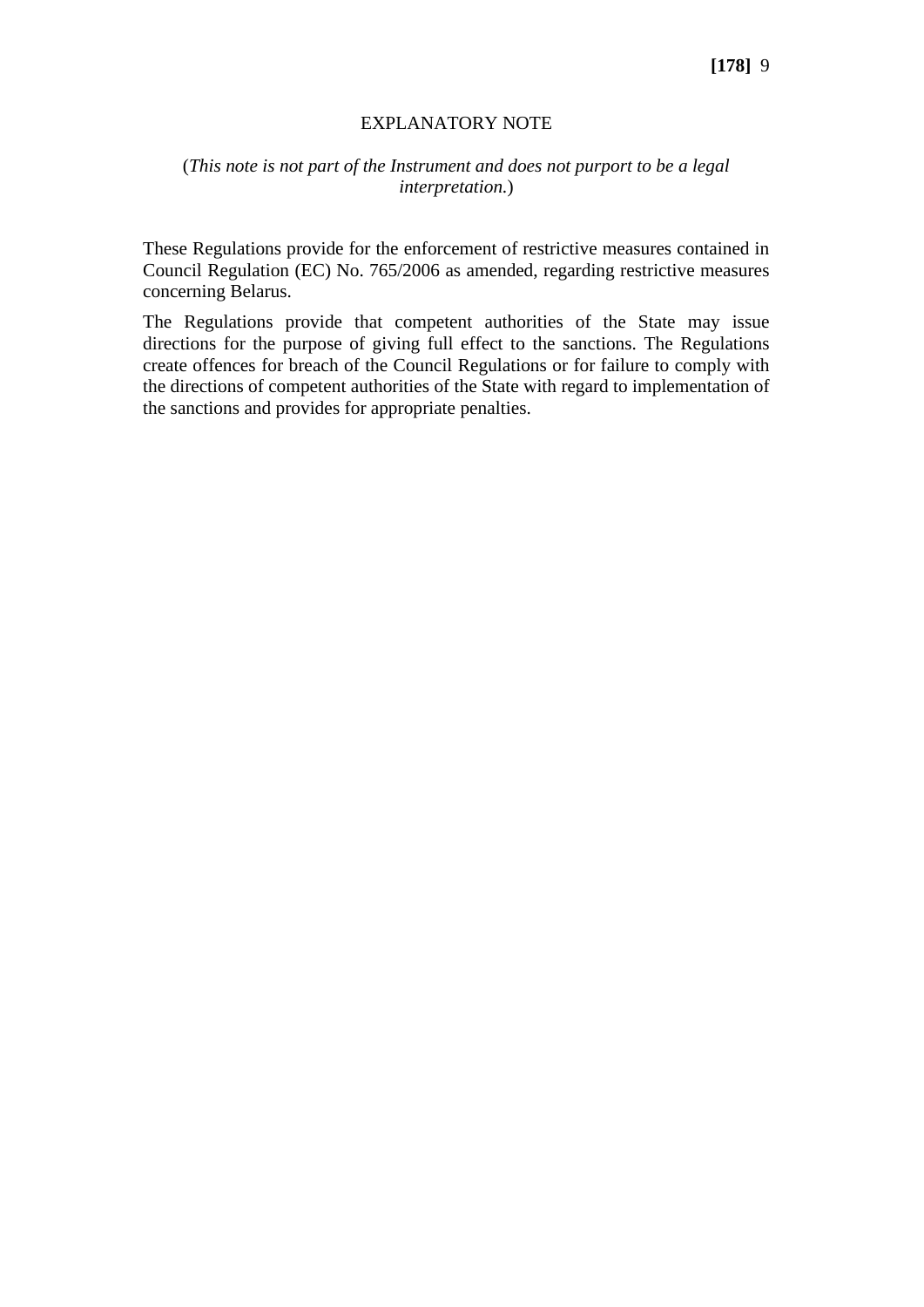EXPLANATORY NOTE

(*This note is not part of the Instrument and does not purport to be a legal interpretation.*)

These Regulations provide for the enforcement of restrictive measures contained in Council Regulation (EC) No. 765/2006 as amended, regarding restrictive measures concerning Belarus.

The Regulations provide that competent authorities of the State may issue directions for the purpose of giving full effect to the sanctions. The Regulations create offences for breach of the Council Regulations or for failure to comply with the directions of competent authorities of the State with regard to implementation of the sanctions and provides for appropriate penalties.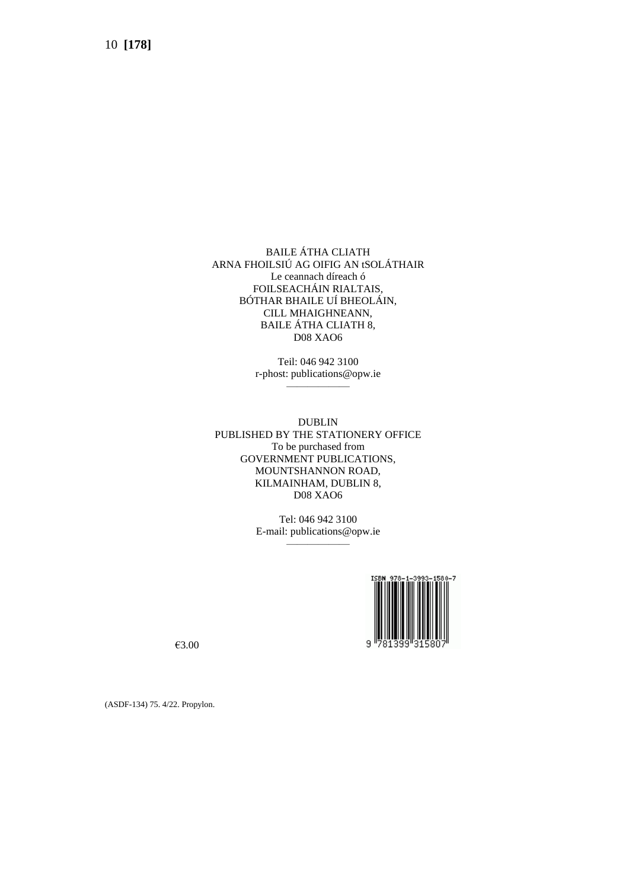BAILE ÁTHA CLIATH
ARNA FHOILSIÚ AG OIFIG AN tSOLÁTHAIR
Le ceannach díreach ó
FOILSEACHÁIN RIALTAIS,
BÓTHAR BHAILE UÍ BHEOLÁIN,
CILL MHAIGHNEANN,
BAILE ÁTHA CLIATH 8,
D08 XAO6

Teil: 046 942 3100
r-phost: publications@opw.ie

---

DUBLIN
PUBLISHED BY THE STATIONERY OFFICE
To be purchased from
GOVERNMENT PUBLICATIONS,
MOUNTSHANNON ROAD,
KILMAINHAM, DUBLIN 8,
D08 XAO6

Tel: 046 942 3100
E-mail: publications@opw.ie

---

ISBN 978-1-3993-1580-7

9 781399 315807

€3.00

(ASDF-134) 75. 4/22. Propylon.